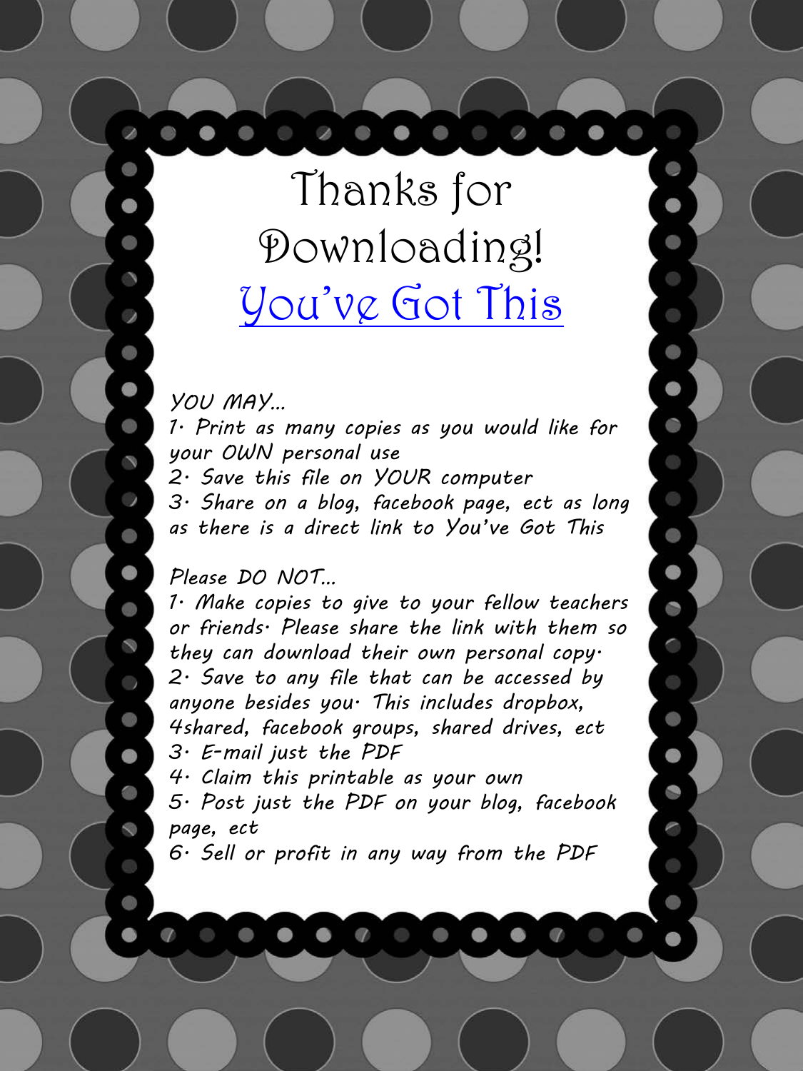# Thanks for Downloading! [You've Got This]

YOU MAY...

1. Print as many copies as you would like for your OWN personal use
2. Save this file on YOUR computer
3. Share on a blog, facebook page, ect as long as there is a direct link to You've Got This

Please DO NOT...

1. Make copies to give to your fellow teachers or friends. Please share the link with them so they can download their own personal copy.
2. Save to any file that can be accessed by anyone besides you. This includes dropbox, 4shared, facebook groups, shared drives, ect
3. E-mail just the PDF
4. Claim this printable as your own
5. Post just the PDF on your blog, facebook page, ect
6. Sell or profit in any way from the PDF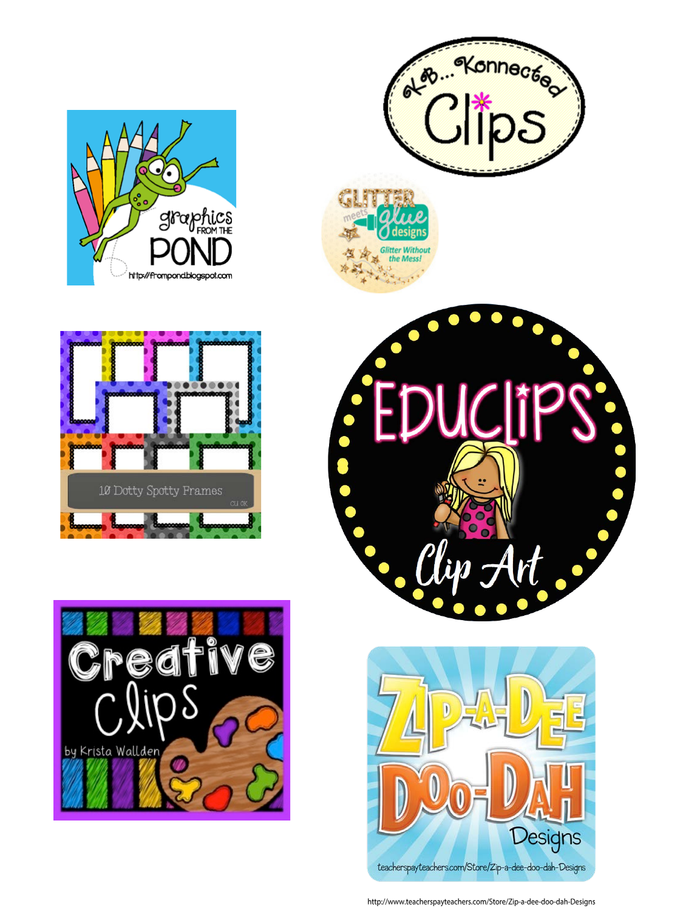KB... Konnected Clips

graphics FROM THE POND

http://frompond.blogspot.com

GLITTER meets glue designs

Glitter Without the Mess!

10 Dotty Spotty Frames

EDUCLIPS Clip Art

Creative Clips by Krista Wallden

ZIP-A-DEE DOO-DAH Designs

teacherspayteachers.com/Store/Zip-a-dee-doo-dah-Designs

http://www.teacherspayteachers.com/Store/Zip-a-dee-doo-dah-Designs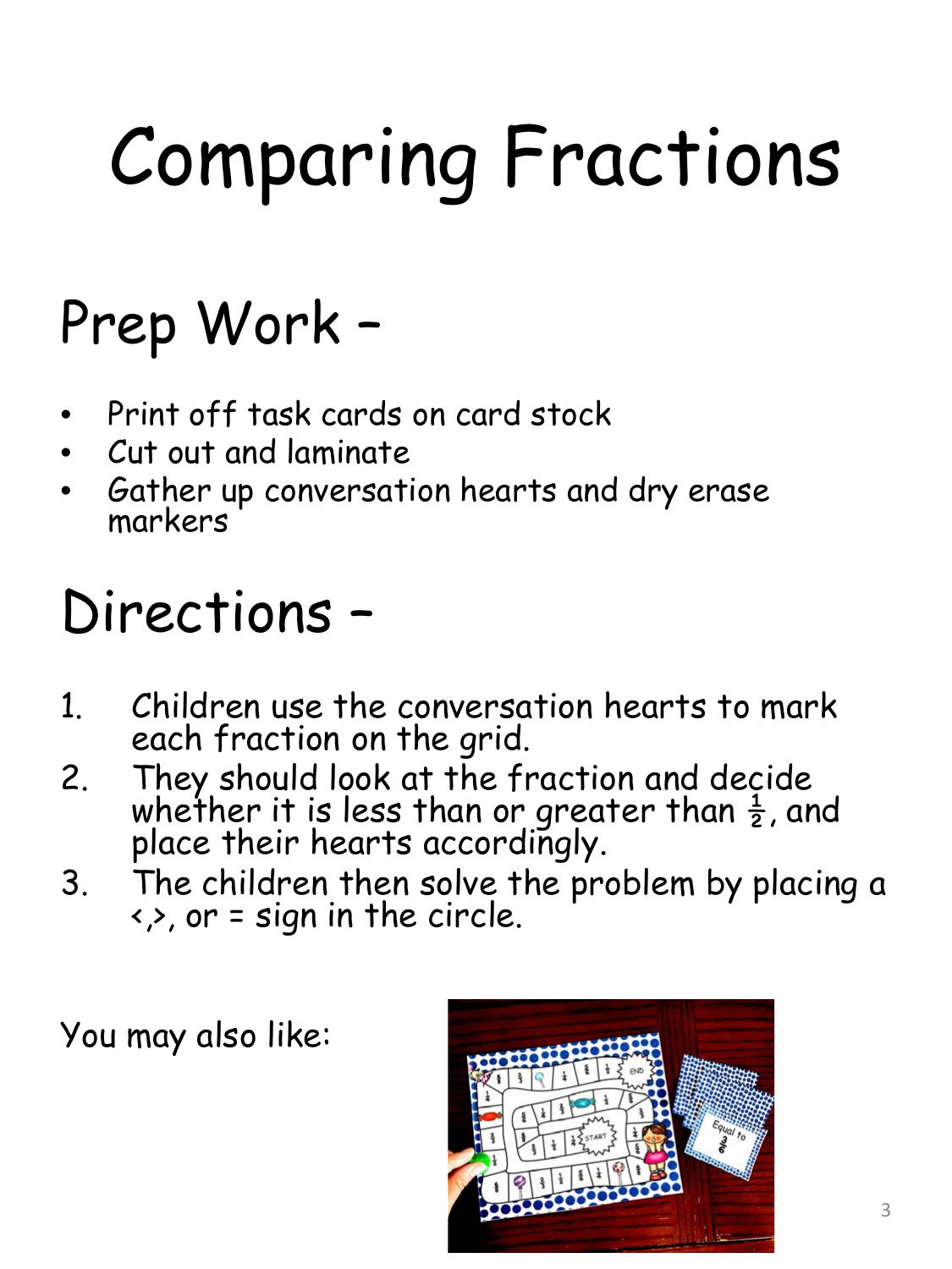# Comparing Fractions

## Prep Work –

- Print off task cards on card stock
- Cut out and laminate
- Gather up conversation hearts and dry erase markers

## Directions –

1. Children use the conversation hearts to mark each fraction on the grid.
2. They should look at the fraction and decide whether it is less than or greater than $\frac{1}{2}$, and place their hearts accordingly.
3. The children then solve the problem by placing a <,>, or = sign in the circle.

You may also like: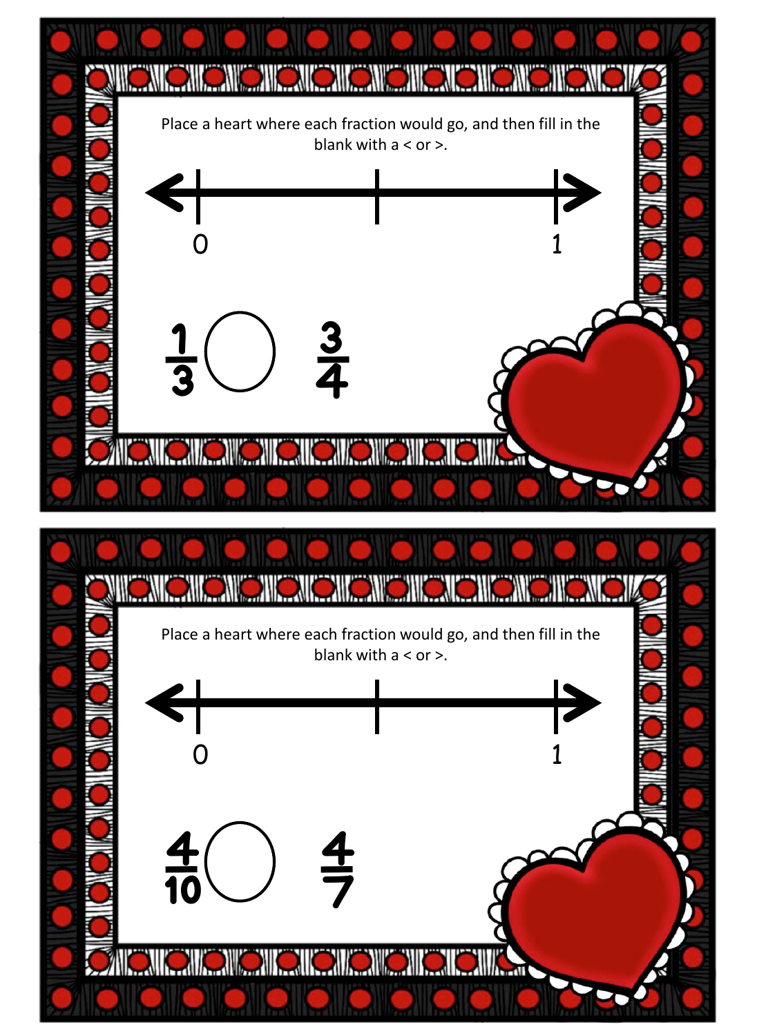Place a heart where each fraction would go, and then fill in the blank with a < or >.

0 ——— 1

$\frac{1}{3}$ ◯ $\frac{3}{4}$

Place a heart where each fraction would go, and then fill in the blank with a < or >.

0 ——— 1

$\frac{4}{10}$ ◯ $\frac{4}{7}$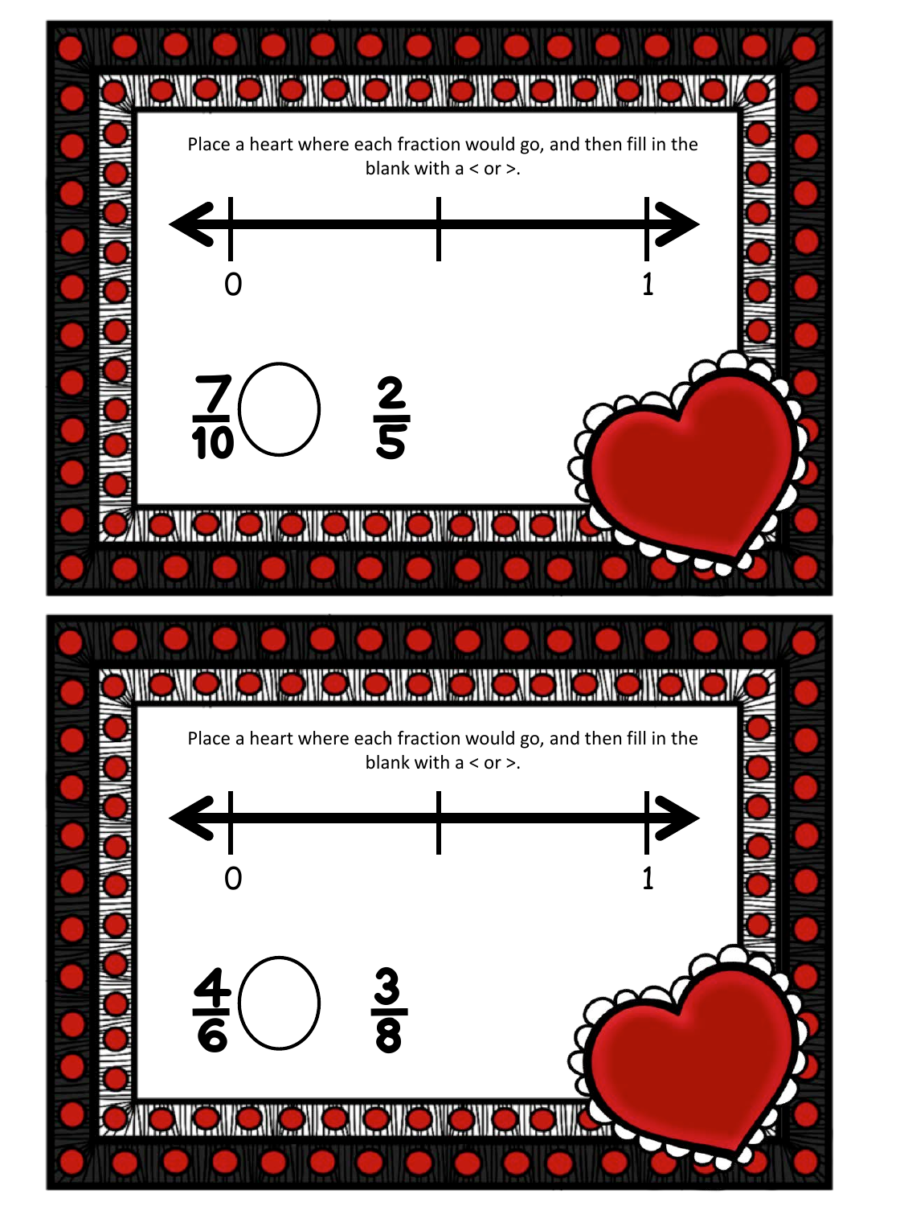Place a heart where each fraction would go, and then fill in the blank with a < or >.

0 ——————————— 1

$\frac{7}{10}$ ◯ $\frac{2}{5}$

---

Place a heart where each fraction would go, and then fill in the blank with a < or >.

0 ——————————— 1

$\frac{4}{6}$ ◯ $\frac{3}{8}$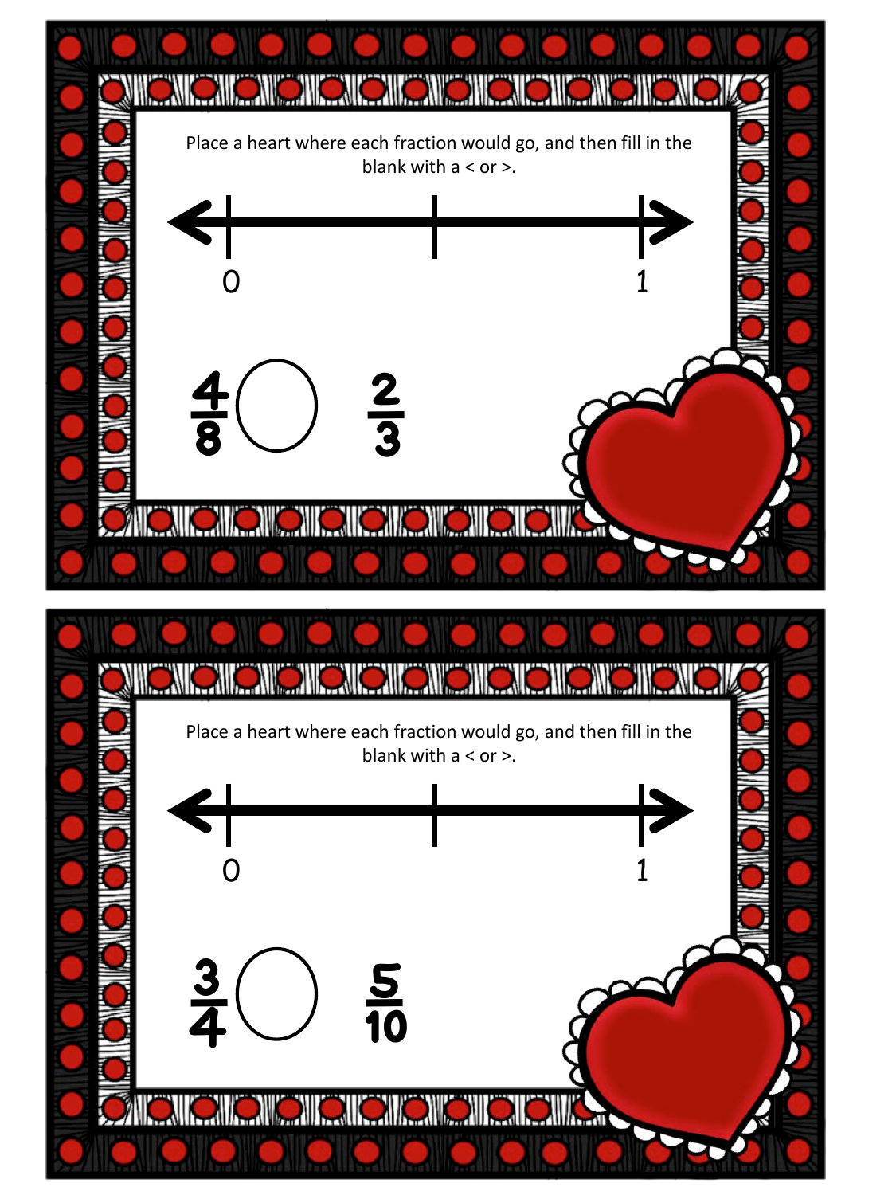Place a heart where each fraction would go, and then fill in the blank with a < or >.

0 ———————— 1

$\frac{4}{8}$ ◯ $\frac{2}{3}$

---

Place a heart where each fraction would go, and then fill in the blank with a < or >.

0 ———————— 1

$\frac{3}{4}$ ◯ $\frac{5}{10}$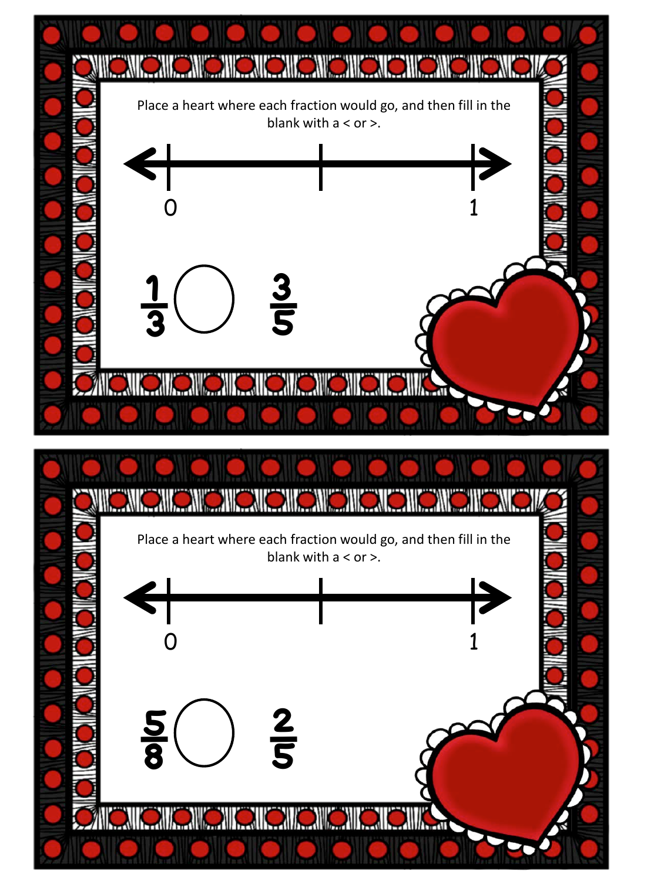Place a heart where each fraction would go, and then fill in the blank with a < or >.

0 ——————— 1

$\frac{1}{3}$ ◯ $\frac{3}{5}$

Place a heart where each fraction would go, and then fill in the blank with a < or >.

0 ——————— 1

$\frac{5}{8}$ ◯ $\frac{2}{5}$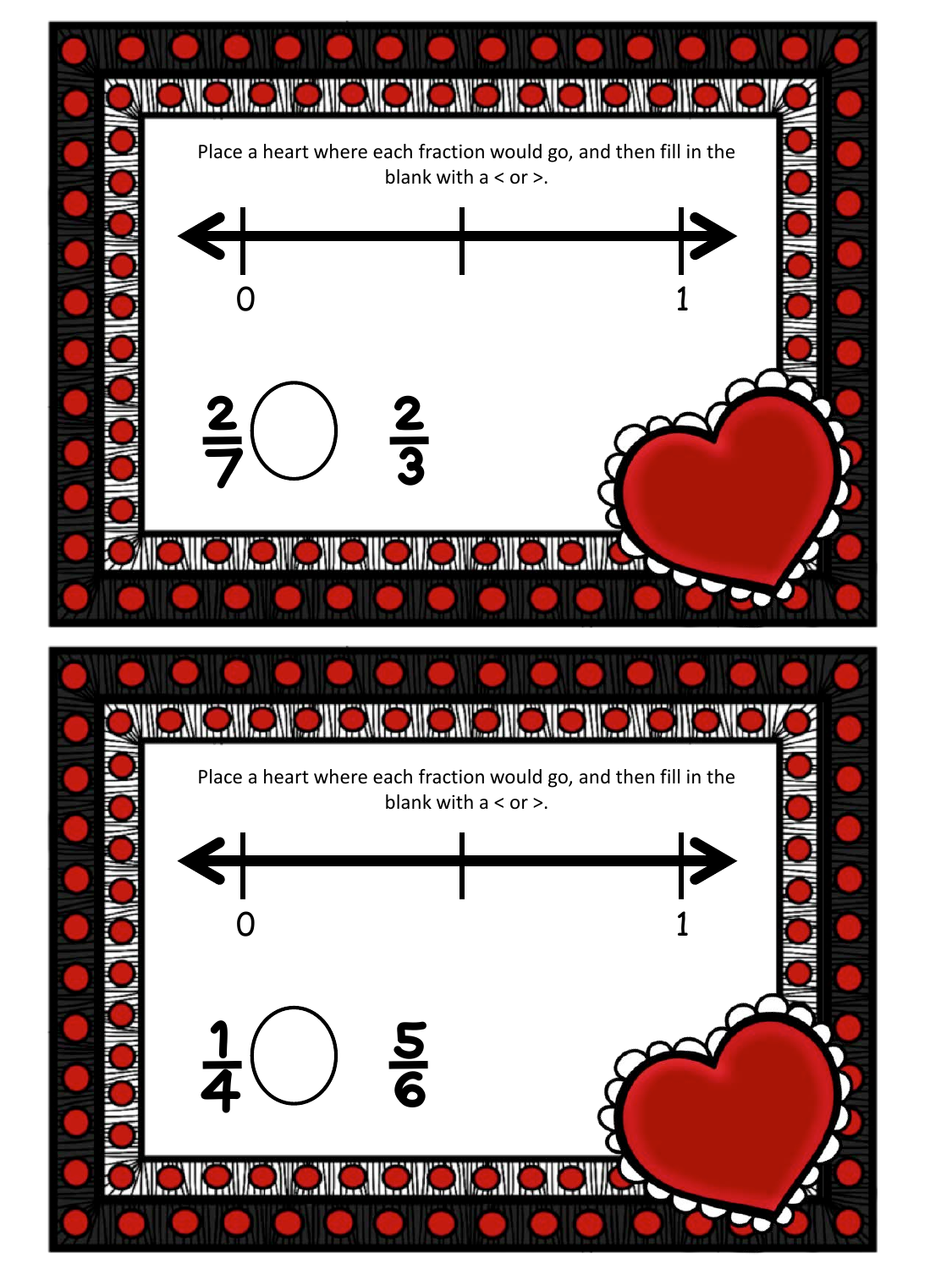Place a heart where each fraction would go, and then fill in the blank with a < or >.

0 ——— 1

$\frac{2}{7}$ ◯ $\frac{2}{3}$

Place a heart where each fraction would go, and then fill in the blank with a < or >.

0 ——— 1

$\frac{1}{4}$ ◯ $\frac{5}{6}$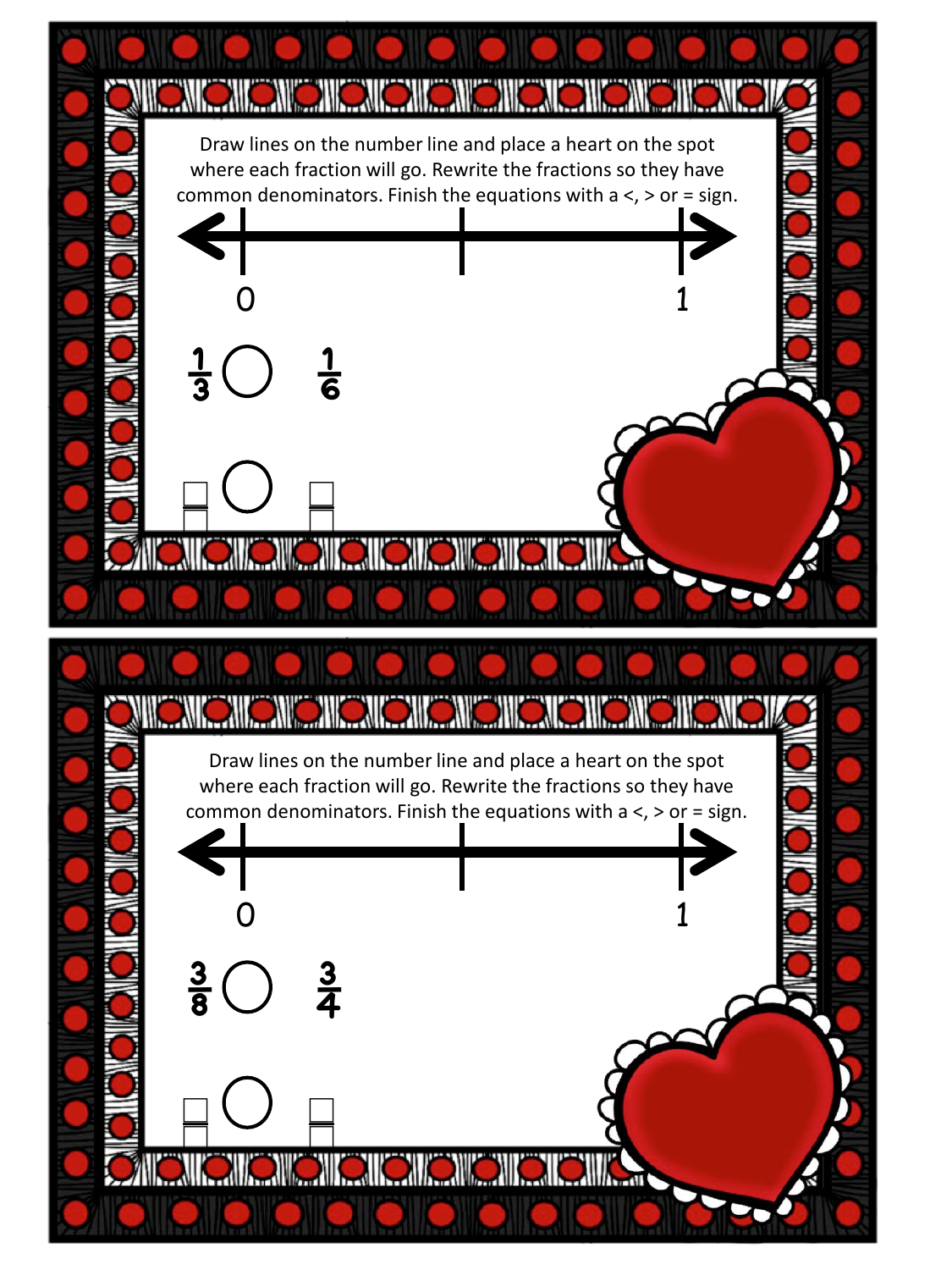Draw lines on the number line and place a heart on the spot where each fraction will go. Rewrite the fractions so they have common denominators. Finish the equations with a <, > or = sign.

0 1

$\frac{1}{3}$ ○ $\frac{1}{6}$

$\frac{\square}{\square}$ ○ $\frac{\square}{\square}$

Draw lines on the number line and place a heart on the spot where each fraction will go. Rewrite the fractions so they have common denominators. Finish the equations with a <, > or = sign.

0 1

$\frac{3}{8}$ ○ $\frac{3}{4}$

$\frac{\square}{\square}$ ○ $\frac{\square}{\square}$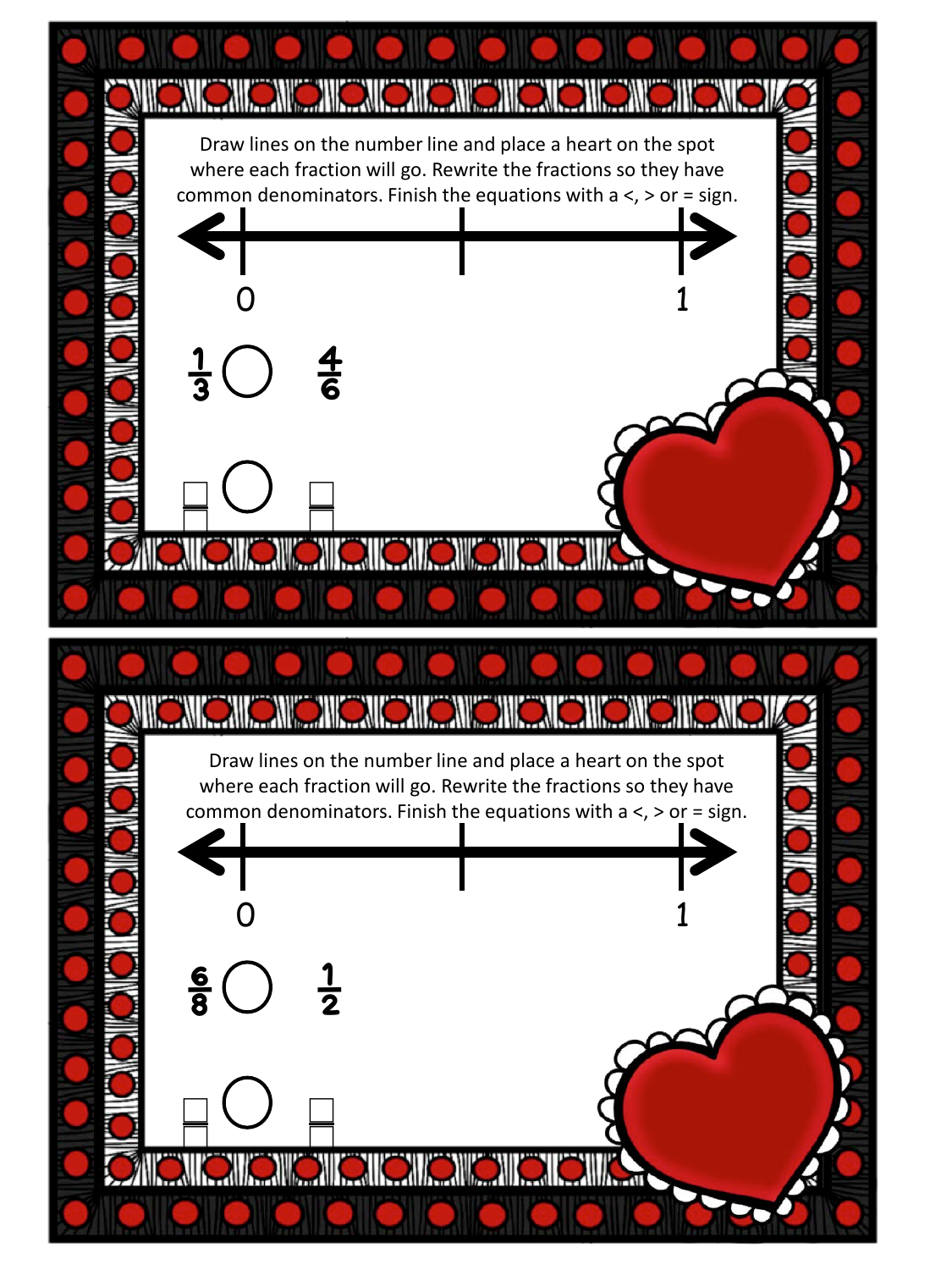Draw lines on the number line and place a heart on the spot where each fraction will go. Rewrite the fractions so they have common denominators. Finish the equations with a <, > or = sign.

0 1

$\frac{1}{3}$ ◯ $\frac{4}{6}$

$\frac{\square}{\square}$ ◯ $\frac{\square}{\square}$

Draw lines on the number line and place a heart on the spot where each fraction will go. Rewrite the fractions so they have common denominators. Finish the equations with a <, > or = sign.

0 1

$\frac{6}{8}$ ◯ $\frac{1}{2}$

$\frac{\square}{\square}$ ◯ $\frac{\square}{\square}$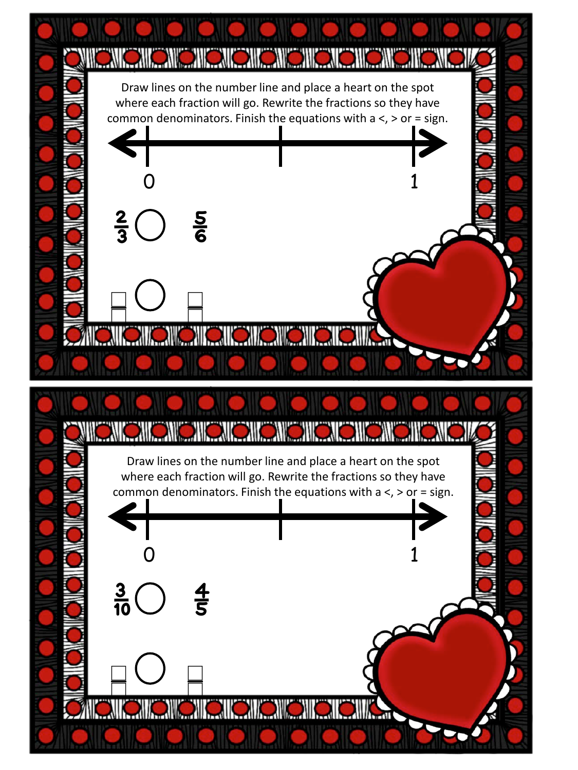Draw lines on the number line and place a heart on the spot where each fraction will go. Rewrite the fractions so they have common denominators. Finish the equations with a <, > or = sign.

0 1

$\frac{2}{3}$ ◯ $\frac{5}{6}$

$\frac{\square}{\square}$ ◯ $\frac{\square}{\square}$

Draw lines on the number line and place a heart on the spot where each fraction will go. Rewrite the fractions so they have common denominators. Finish the equations with a <, > or = sign.

0 1

$\frac{3}{10}$ ◯ $\frac{4}{5}$

$\frac{\square}{\square}$ ◯ $\frac{\square}{\square}$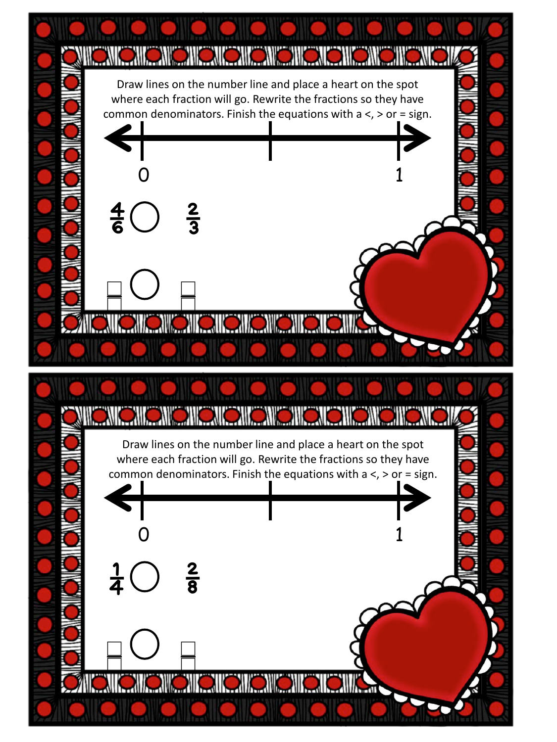Draw lines on the number line and place a heart on the spot where each fraction will go. Rewrite the fractions so they have common denominators. Finish the equations with a <, > or = sign.

0 1

$\frac{4}{6}$ ◯ $\frac{2}{3}$

$\frac{\square}{\square}$ ◯ $\frac{\square}{\square}$

Draw lines on the number line and place a heart on the spot where each fraction will go. Rewrite the fractions so they have common denominators. Finish the equations with a <, > or = sign.

0 1

$\frac{1}{4}$ ◯ $\frac{2}{8}$

$\frac{\square}{\square}$ ◯ $\frac{\square}{\square}$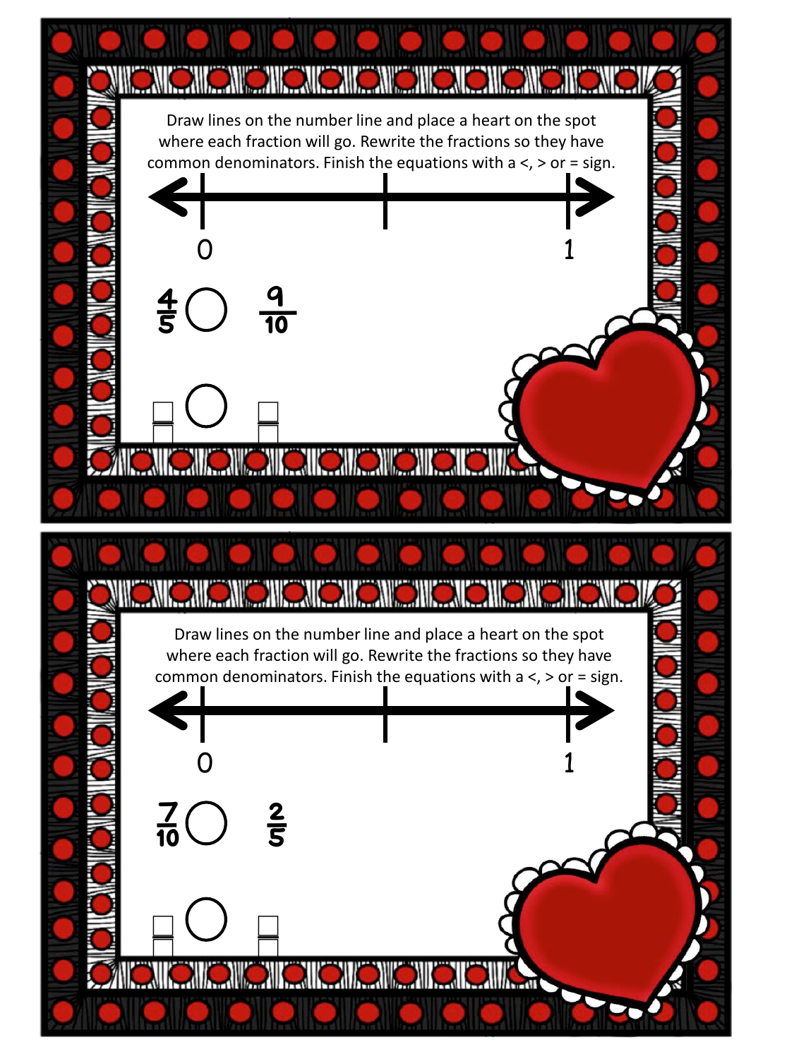Draw lines on the number line and place a heart on the spot where each fraction will go. Rewrite the fractions so they have common denominators. Finish the equations with a <, > or = sign.

0 1

$\frac{4}{5}$ ○ $\frac{9}{10}$

$\frac{\square}{\square}$ ○ $\frac{\square}{\square}$

Draw lines on the number line and place a heart on the spot where each fraction will go. Rewrite the fractions so they have common denominators. Finish the equations with a <, > or = sign.

0 1

$\frac{7}{10}$ ○ $\frac{2}{5}$

$\frac{\square}{\square}$ ○ $\frac{\square}{\square}$